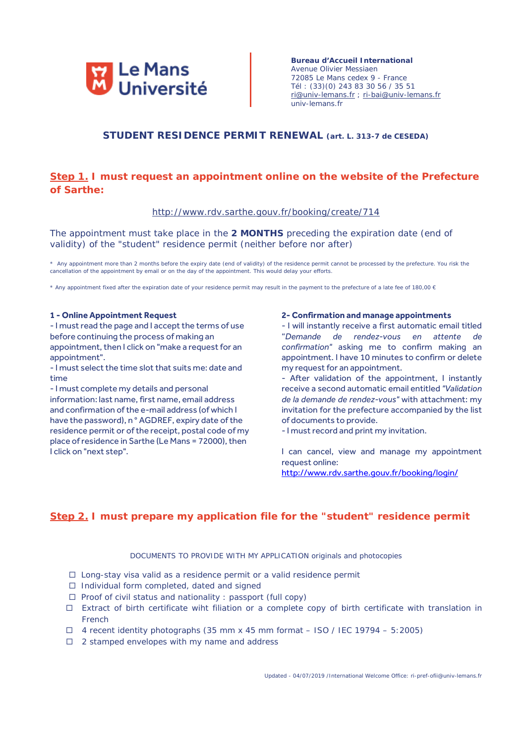Le Mans Université

**Bureau d'Accueil International**
Avenue Olivier Messiaen
72085 Le Mans cedex 9 - France
Tél : (33)(0) 243 83 30 56 / 35 51
ri@univ-lemans.fr ; ri-bai@univ-lemans.fr
univ-lemans.fr

# STUDENT RESIDENCE PERMIT RENEWAL (art. L. 313-7 de CESEDA)

## Step 1. I must request an appointment online on the website of the Prefecture of Sarthe:

http://www.rdv.sarthe.gouv.fr/booking/create/714

The appointment must take place in the **2 MONTHS** preceding the expiration date (end of validity) of the "student" residence permit (neither before nor after)

* Any appointment more than 2 months before the expiry date (end of validity) of the residence permit cannot be processed by the prefecture. You risk the cancellation of the appointment by email or on the day of the appointment. This would delay your efforts.

* Any appointment fixed after the expiration date of your residence permit may result in the payment to the prefecture of a late fee of 180,00 €

**1 - Online Appointment Request**

- I must read the page and I accept the terms of use before continuing the process of making an appointment, then I click on "make a request for an appointment".
- I must select the time slot that suits me: date and time
- I must complete my details and personal information: last name, first name, email address and confirmation of the e-mail address (of which I have the password), n° AGDREF, expiry date of the residence permit or of the receipt, postal code of my place of residence in Sarthe (Le Mans = 72000), then I click on "next step".

**2- Confirmation and manage appointments**

- I will instantly receive a first automatic email titled "*Demande de rendez-vous en attente de confirmation*" asking me to confirm making an appointment. I have 10 minutes to confirm or delete my request for an appointment.
- After validation of the appointment, I instantly receive a second automatic email entitled *"Validation de la demande de rendez-vous"* with attachment: my invitation for the prefecture accompanied by the list of documents to provide.
- I must record and print my invitation.

I can cancel, view and manage my appointment request online:
http://www.rdv.sarthe.gouv.fr/booking/login/

## Step 2. I must prepare my application file for the "student" residence permit

DOCUMENTS TO PROVIDE WITH MY APPLICATION originals and photocopies

- ☐ Long-stay visa valid as a residence permit or a valid residence permit
- ☐ Individual form completed, dated and signed
- ☐ Proof of civil status and nationality : passport (full copy)
- ☐ Extract of birth certificate wiht filiation or a complete copy of birth certificate with translation in French
- ☐ 4 recent identity photographs (35 mm x 45 mm format – ISO / IEC 19794 – 5:2005)
- ☐ 2 stamped envelopes with my name and address

Updated - 04/07/2019 /International Welcome Office: ri-pref-ofii@univ-lemans.fr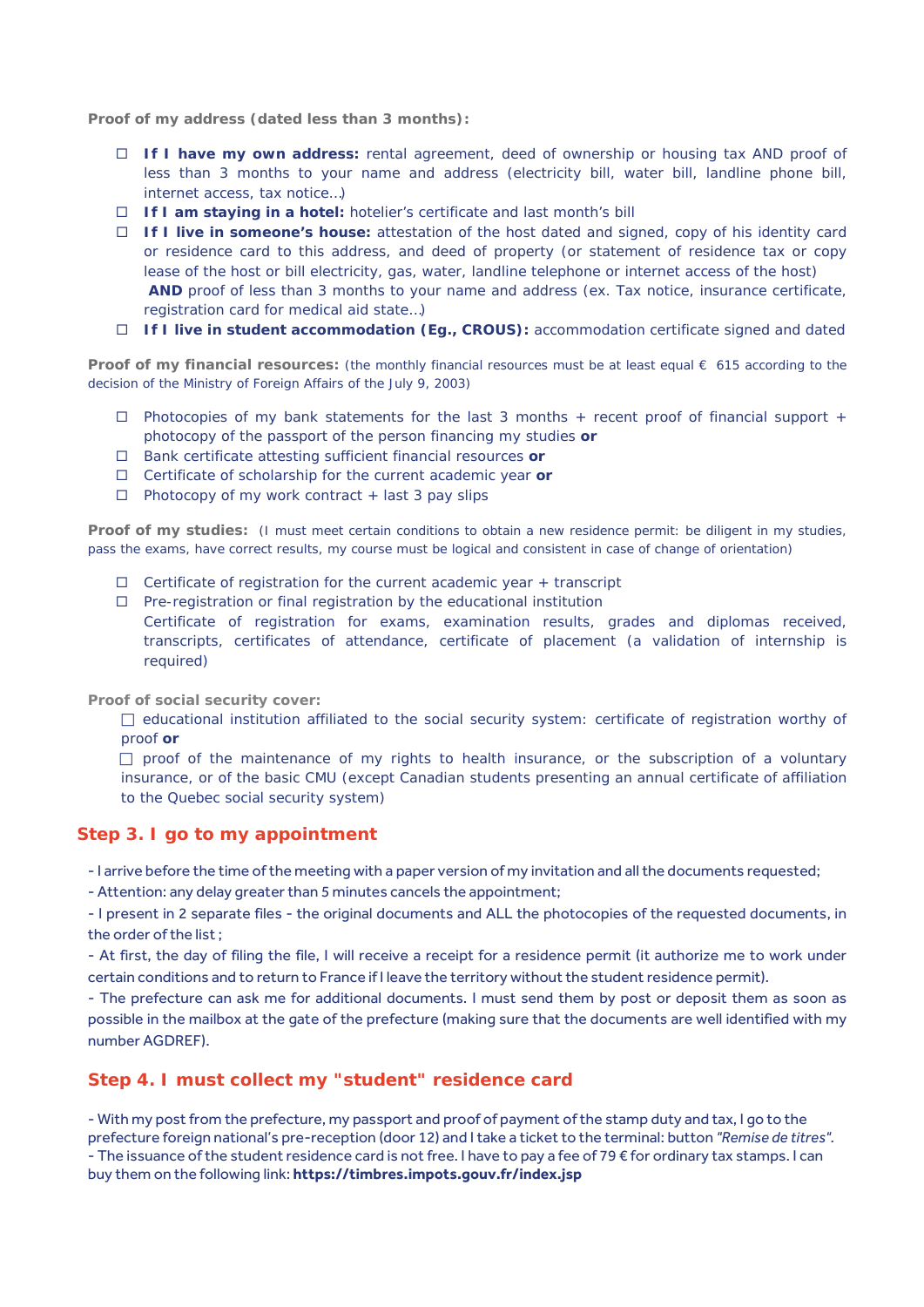**Proof of my address (dated less than 3 months):**

- ☐ **If I have my own address:** rental agreement, deed of ownership or housing tax AND proof of less than 3 months to your name and address (electricity bill, water bill, landline phone bill, internet access, tax notice…)
- ☐ **If I am staying in a hotel:** hotelier's certificate and last month's bill
- ☐ **If I live in someone's house:** attestation of the host dated and signed, copy of his identity card or residence card to this address, and deed of property (or statement of residence tax or copy lease of the host or bill electricity, gas, water, landline telephone or internet access of the host)
  **AND** proof of less than 3 months to your name and address (ex. Tax notice, insurance certificate, registration card for medical aid state…)
- ☐ **If I live in student accommodation (Eg., CROUS):** accommodation certificate signed and dated

**Proof of my financial resources:** (the monthly financial resources must be at least equal € 615 according to the decision of the Ministry of Foreign Affairs of the July 9, 2003)

- ☐ Photocopies of my bank statements for the last 3 months + recent proof of financial support + photocopy of the passport of the person financing my studies **or**
- ☐ Bank certificate attesting sufficient financial resources **or**
- ☐ Certificate of scholarship for the current academic year **or**
- ☐ Photocopy of my work contract + last 3 pay slips

**Proof of my studies:** (I must meet certain conditions to obtain a new residence permit: be diligent in my studies, pass the exams, have correct results, my course must be logical and consistent in case of change of orientation)

- ☐ Certificate of registration for the current academic year + transcript
- ☐ Pre-registration or final registration by the educational institution
  Certificate of registration for exams, examination results, grades and diplomas received, transcripts, certificates of attendance, certificate of placement (a validation of internship is required)

**Proof of social security cover:**

☐ educational institution affiliated to the social security system: certificate of registration worthy of proof **or**

☐ proof of the maintenance of my rights to health insurance, or the subscription of a voluntary insurance, or of the basic CMU (except Canadian students presenting an annual certificate of affiliation to the Quebec social security system)

## Step 3. I go to my appointment

- I arrive before the time of the meeting with a paper version of my invitation and all the documents requested;
- Attention: any delay greater than 5 minutes cancels the appointment;
- I present in 2 separate files - the original documents and ALL the photocopies of the requested documents, in the order of the list ;
- At first, the day of filing the file, I will receive a receipt for a residence permit (it authorize me to work under certain conditions and to return to France if I leave the territory without the student residence permit).
- The prefecture can ask me for additional documents. I must send them by post or deposit them as soon as possible in the mailbox at the gate of the prefecture (making sure that the documents are well identified with my number AGDREF).

## Step 4. I must collect my "student" residence card

- With my post from the prefecture, my passport and proof of payment of the stamp duty and tax, I go to the prefecture foreign national's pre-reception (door 12) and I take a ticket to the terminal: button *"Remise de titres"*.
- The issuance of the student residence card is not free. I have to pay a fee of 79 € for ordinary tax stamps. I can buy them on the following link: **https://timbres.impots.gouv.fr/index.jsp**